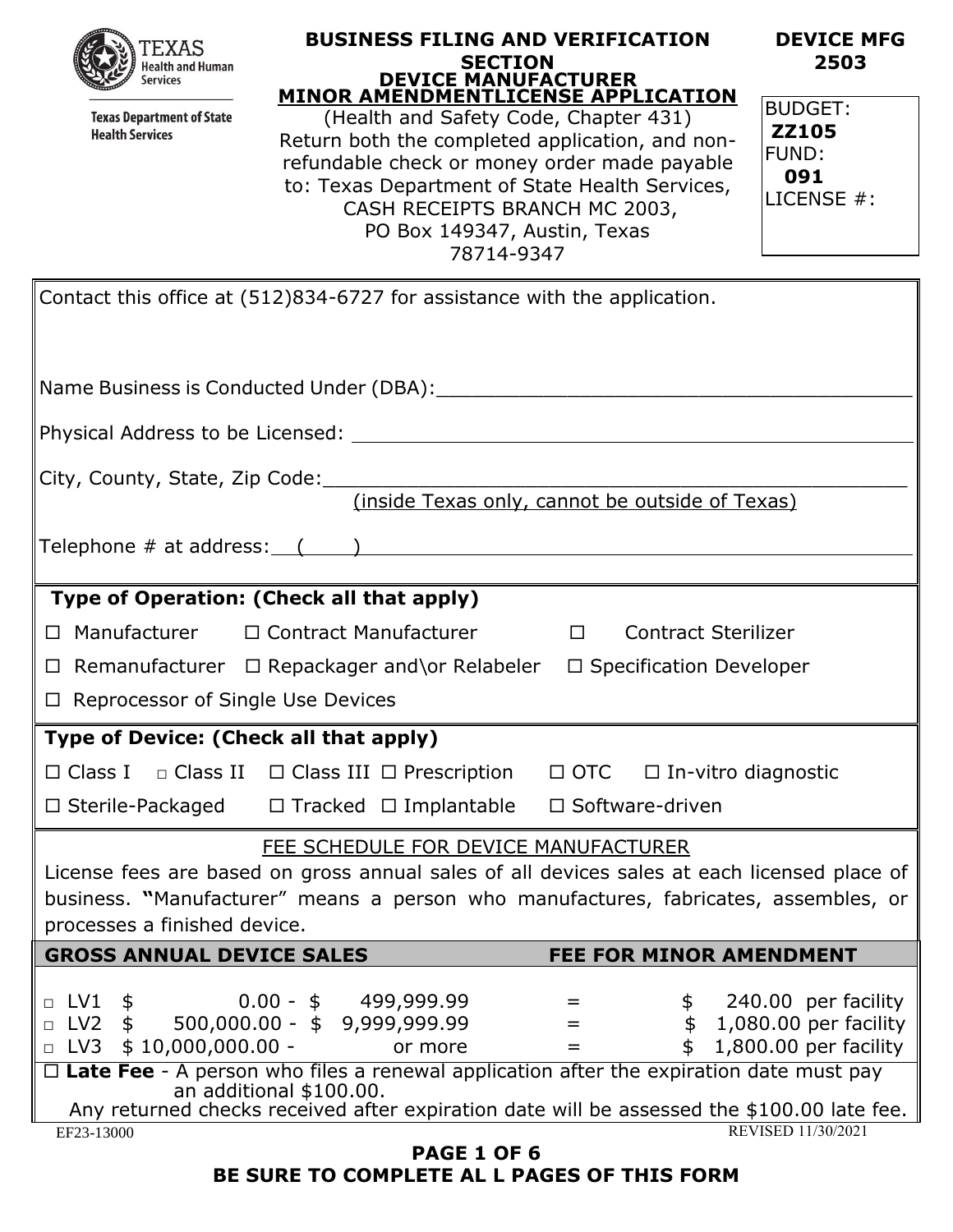TEXAS Health and Human Services

Texas Department of State Health Services

# BUSINESS FILING AND VERIFICATION SECTION

## DEVICE MANUFACTURER MINOR AMENDMENTLICENSE APPLICATION

(Health and Safety Code, Chapter 431)
Return both the completed application, and non-refundable check or money order made payable to: Texas Department of State Health Services, CASH RECEIPTS BRANCH MC 2003, PO Box 149347, Austin, Texas 78714-9347

**DEVICE MFG 2503**

BUDGET: **ZZ105**
FUND: **091**
LICENSE #:

Contact this office at (512)834-6727 for assistance with the application.

Name Business is Conducted Under (DBA):\_\_\_\_\_\_\_\_\_\_\_\_\_\_\_\_\_\_\_\_\_\_\_\_\_\_\_\_\_\_\_\_\_\_\_\_\_\_\_\_

Physical Address to be Licensed: \_\_\_\_\_\_\_\_\_\_\_\_\_\_\_\_\_\_\_\_\_\_\_\_\_\_\_\_\_\_\_\_\_\_\_\_\_\_\_\_\_\_\_\_

City, County, State, Zip Code:\_\_\_\_\_\_\_\_\_\_\_\_\_\_\_\_\_\_\_\_\_\_\_\_\_\_\_\_\_\_\_\_\_\_\_\_\_\_\_\_\_\_\_\_
(inside Texas only, cannot be outside of Texas)

Telephone # at address: ( )\_\_\_\_\_\_\_\_\_\_\_\_\_\_\_\_\_\_\_\_\_\_\_\_\_\_\_\_\_\_\_\_\_\_\_\_\_\_\_\_\_\_\_\_

**Type of Operation: (Check all that apply)**

☐ Manufacturer ☐ Contract Manufacturer ☐ Contract Sterilizer

☐ Remanufacturer ☐ Repackager and\or Relabeler ☐ Specification Developer

☐ Reprocessor of Single Use Devices

**Type of Device: (Check all that apply)**

☐ Class I ☐ Class II ☐ Class III ☐ Prescription ☐ OTC ☐ In-vitro diagnostic

☐ Sterile-Packaged ☐ Tracked ☐ Implantable ☐ Software-driven

FEE SCHEDULE FOR DEVICE MANUFACTURER

License fees are based on gross annual sales of all devices sales at each licensed place of business. "Manufacturer" means a person who manufactures, fabricates, assembles, or processes a finished device.

| GROSS ANNUAL DEVICE SALES | | FEE FOR MINOR AMENDMENT |
|---|---|---|
| ☐ LV1 \$ 0.00 - \$ 499,999.99 | = | \$ 240.00 per facility |
| ☐ LV2 \$ 500,000.00 - \$ 9,999,999.99 | = | \$ 1,080.00 per facility |
| ☐ LV3 \$ 10,000,000.00 - or more | = | \$ 1,800.00 per facility |

☐ **Late Fee** - A person who files a renewal application after the expiration date must pay an additional \$100.00.
Any returned checks received after expiration date will be assessed the \$100.00 late fee.

EF23-13000 REVISED 11/30/2021

**BE SURE TO COMPLETE AL L PAGES OF THIS FORM**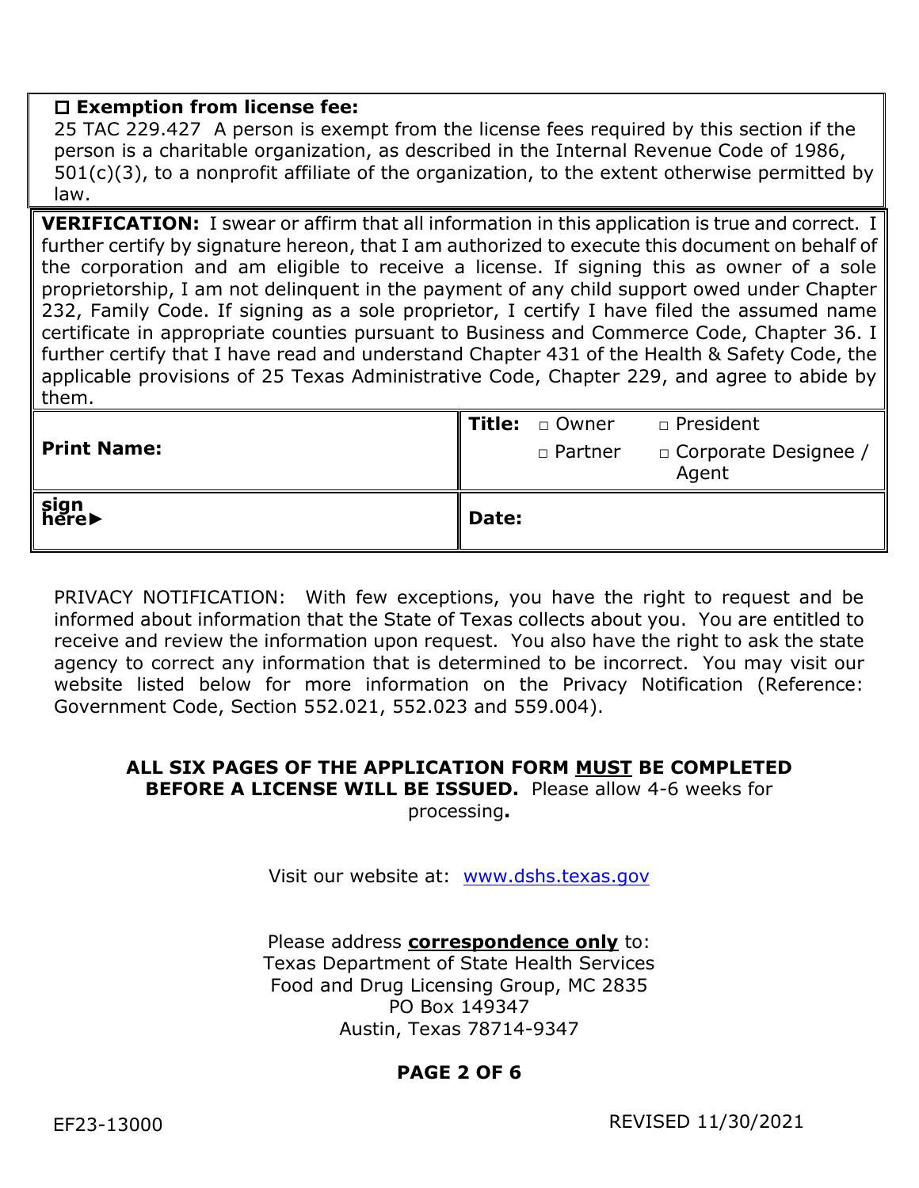☐ **Exemption from license fee:**
25 TAC 229.427 A person is exempt from the license fees required by this section if the person is a charitable organization, as described in the Internal Revenue Code of 1986, 501(c)(3), to a nonprofit affiliate of the organization, to the extent otherwise permitted by law.

**VERIFICATION:** I swear or affirm that all information in this application is true and correct. I further certify by signature hereon, that I am authorized to execute this document on behalf of the corporation and am eligible to receive a license. If signing this as owner of a sole proprietorship, I am not delinquent in the payment of any child support owed under Chapter 232, Family Code. If signing as a sole proprietor, I certify I have filed the assumed name certificate in appropriate counties pursuant to Business and Commerce Code, Chapter 36. I further certify that I have read and understand Chapter 431 of the Health & Safety Code, the applicable provisions of 25 Texas Administrative Code, Chapter 229, and agree to abide by them.

| **Print Name:** | **Title:** □ Owner □ President □ Partner □ Corporate Designee / Agent |
|---|---|
| **sign here►** | **Date:** |

PRIVACY NOTIFICATION: With few exceptions, you have the right to request and be informed about information that the State of Texas collects about you. You are entitled to receive and review the information upon request. You also have the right to ask the state agency to correct any information that is determined to be incorrect. You may visit our website listed below for more information on the Privacy Notification (Reference: Government Code, Section 552.021, 552.023 and 559.004).

**ALL SIX PAGES OF THE APPLICATION FORM MUST BE COMPLETED BEFORE A LICENSE WILL BE ISSUED.** Please allow 4-6 weeks for processing**.**

Visit our website at: www.dshs.texas.gov

Please address **correspondence only** to:
Texas Department of State Health Services
Food and Drug Licensing Group, MC 2835
PO Box 149347
Austin, Texas 78714-9347

EF23-13000 REVISED 11/30/2021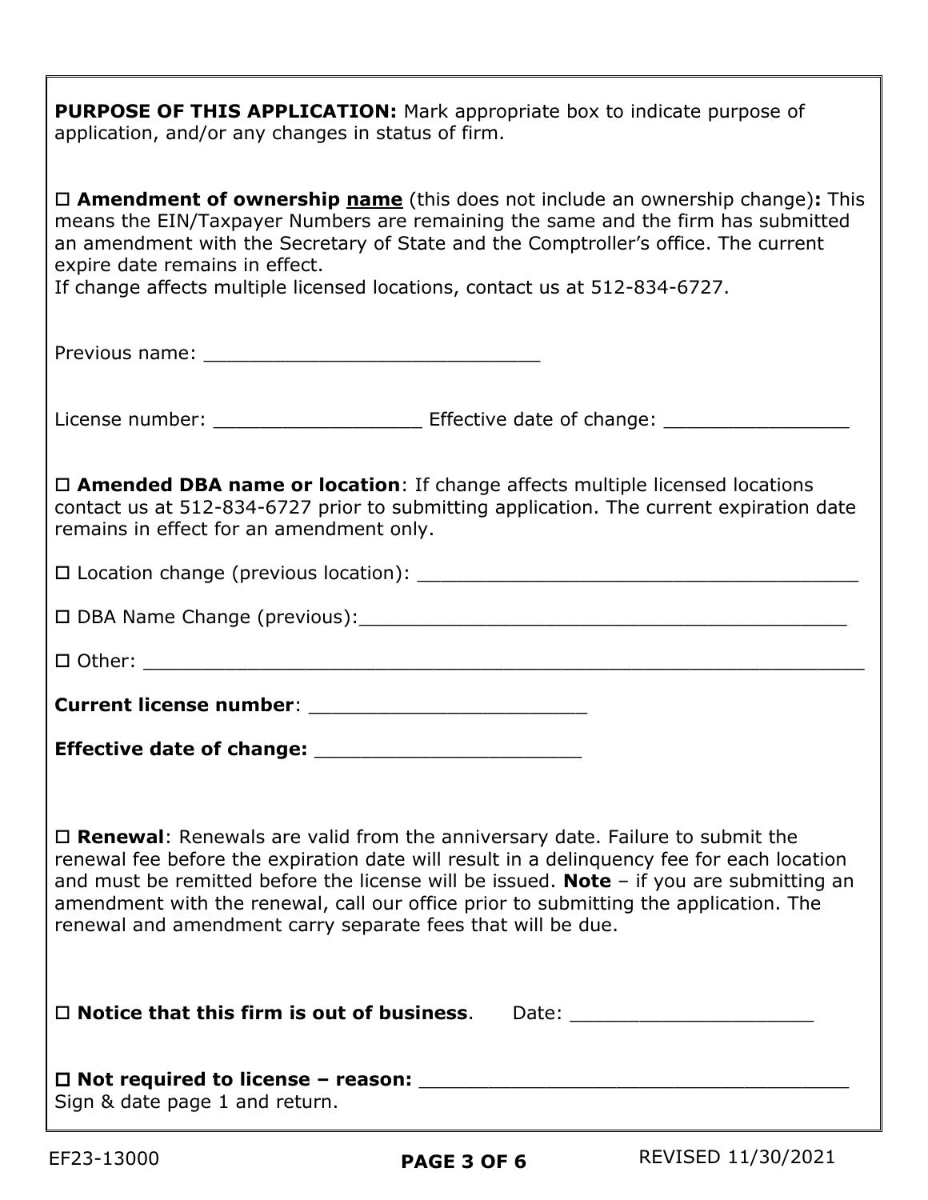**PURPOSE OF THIS APPLICATION:** Mark appropriate box to indicate purpose of application, and/or any changes in status of firm.

☐ **Amendment of ownership <u>name</u>** (this does not include an ownership change)**:** This means the EIN/Taxpayer Numbers are remaining the same and the firm has submitted an amendment with the Secretary of State and the Comptroller's office. The current expire date remains in effect.
If change affects multiple licensed locations, contact us at 512-834-6727.

Previous name: ______________________________

License number: __________________ Effective date of change: ________________

☐ **Amended DBA name or location**: If change affects multiple licensed locations contact us at 512-834-6727 prior to submitting application. The current expiration date remains in effect for an amendment only.

☐ Location change (previous location): _______________________________________

☐ DBA Name Change (previous):___________________________________________

☐ Other: _____________________________________________________________

**Current license number**: ________________________

**Effective date of change:** _______________________

☐ **Renewal**: Renewals are valid from the anniversary date. Failure to submit the renewal fee before the expiration date will result in a delinquency fee for each location and must be remitted before the license will be issued. **Note** – if you are submitting an amendment with the renewal, call our office prior to submitting the application. The renewal and amendment carry separate fees that will be due.

☐ **Notice that this firm is out of business**. Date: _____________________

☐ **Not required to license – reason:** _____________________________________
Sign & date page 1 and return.

EF23-13000 REVISED 11/30/2021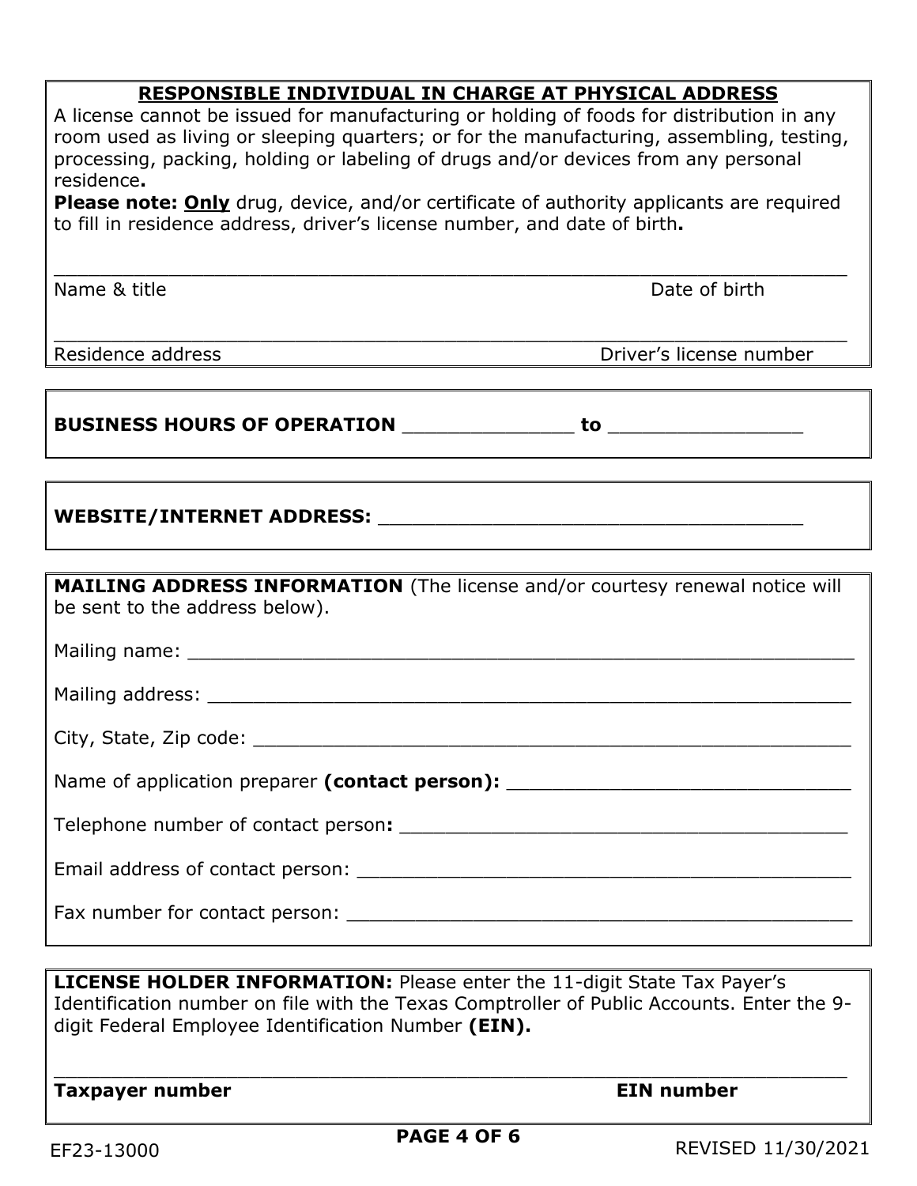## RESPONSIBLE INDIVIDUAL IN CHARGE AT PHYSICAL ADDRESS

A license cannot be issued for manufacturing or holding of foods for distribution in any room used as living or sleeping quarters; or for the manufacturing, assembling, testing, processing, packing, holding or labeling of drugs and/or devices from any personal residence**.**

**Please note: Only** drug, device, and/or certificate of authority applicants are required to fill in residence address, driver's license number, and date of birth**.**

______________________________________________________________________

Name & title                                                                                    Date of birth

______________________________________________________________________

Residence address                                                                          Driver's license number

**BUSINESS HOURS OF OPERATION** ______________ **to** ________________

**WEBSITE/INTERNET ADDRESS:** ____________________________________

**MAILING ADDRESS INFORMATION** (The license and/or courtesy renewal notice will be sent to the address below).

Mailing name: _______________________________________________________

Mailing address: _____________________________________________________

City, State, Zip code: _________________________________________________

Name of application preparer **(contact person):** ______________________________

Telephone number of contact person**:** ___________________________________

Email address of contact person: ______________________________________

Fax number for contact person: _______________________________________

**LICENSE HOLDER INFORMATION:** Please enter the 11-digit State Tax Payer's Identification number on file with the Texas Comptroller of Public Accounts. Enter the 9-digit Federal Employee Identification Number **(EIN).**

______________________________________________________________________

**Taxpayer number**                                                                          **EIN number**

EF23-13000                                                                                    REVISED 11/30/2021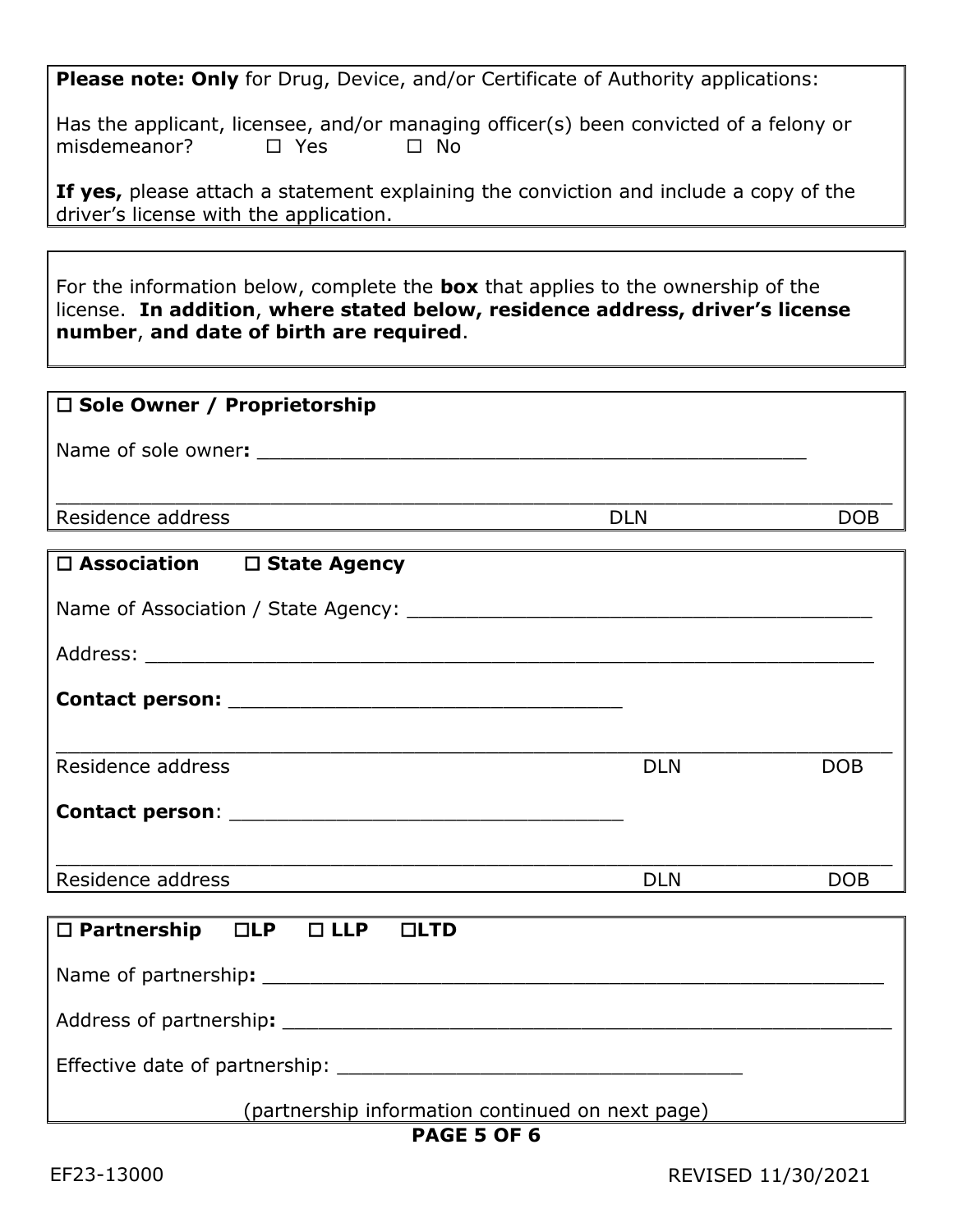**Please note: Only** for Drug, Device, and/or Certificate of Authority applications:

Has the applicant, licensee, and/or managing officer(s) been convicted of a felony or misdemeanor? ☐ Yes ☐ No

**If yes,** please attach a statement explaining the conviction and include a copy of the driver's license with the application.

---

For the information below, complete the **box** that applies to the ownership of the license. **In addition**, **where stated below, residence address, driver's license number**, **and date of birth are required**.

---

☐ **Sole Owner / Proprietorship**

Name of sole owner**:** ______________________________________________

______________________________________________________________________
Residence address DLN DOB

---

☐ **Association** ☐ **State Agency**

Name of Association / State Agency: ________________________________________

Address: ______________________________________________________________

**Contact person:** _________________________________

______________________________________________________________________
Residence address DLN DOB

**Contact person**: _________________________________

______________________________________________________________________
Residence address DLN DOB

---

☐ **Partnership** ☐**LP** ☐ **LLP** ☐**LTD**

Name of partnership**:** ______________________________________________________

Address of partnership**:** ____________________________________________________

Effective date of partnership: ___________________________________

(partnership information continued on next page)

EF23-13000 REVISED 11/30/2021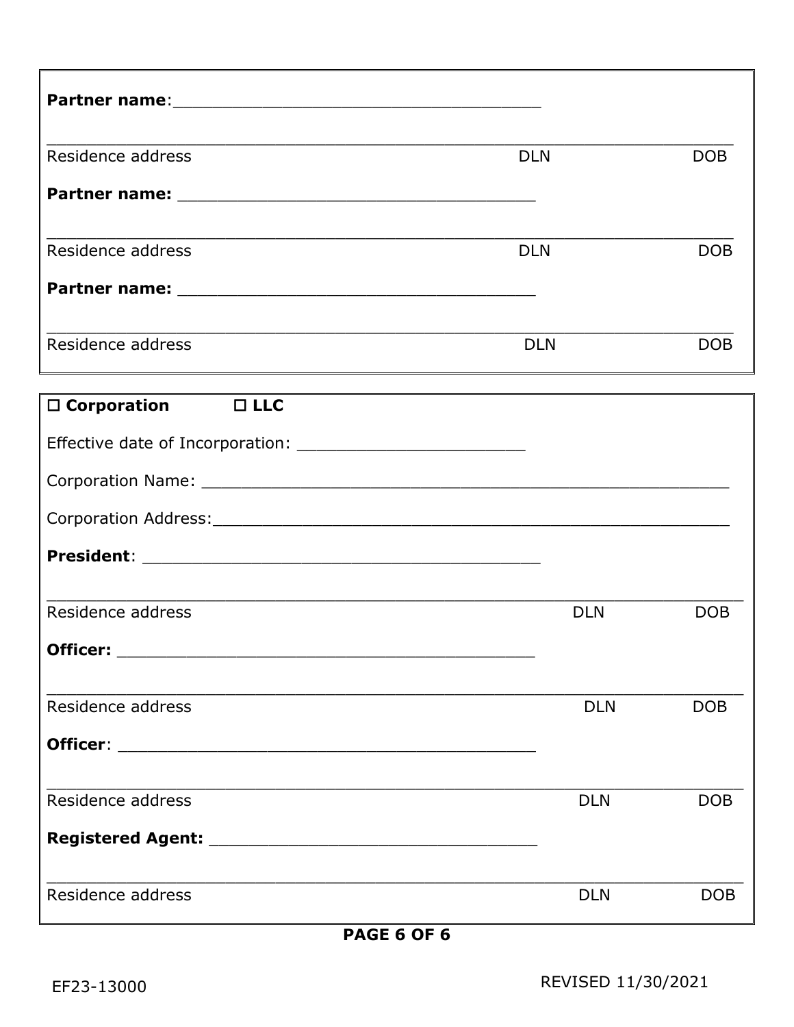**Partner name**:____________________________________

______________________________________________________________________

Residence address DLN DOB

**Partner name:** ____________________________________

______________________________________________________________________

Residence address DLN DOB

**Partner name:** ____________________________________

______________________________________________________________________

Residence address DLN DOB

☐ **Corporation** ☐ **LLC**

Effective date of Incorporation: ________________________

Corporation Name: __________________________________________________________

Corporation Address:__________________________________________________________

**President**: ________________________________________

______________________________________________________________________

Residence address DLN DOB

**Officer:** __________________________________________

______________________________________________________________________

Residence address DLN DOB

**Officer**: __________________________________________

______________________________________________________________________

Residence address DLN DOB

**Registered Agent:** ___________________________________

______________________________________________________________________

Residence address DLN DOB

EF23-13000

REVISED 11/30/2021